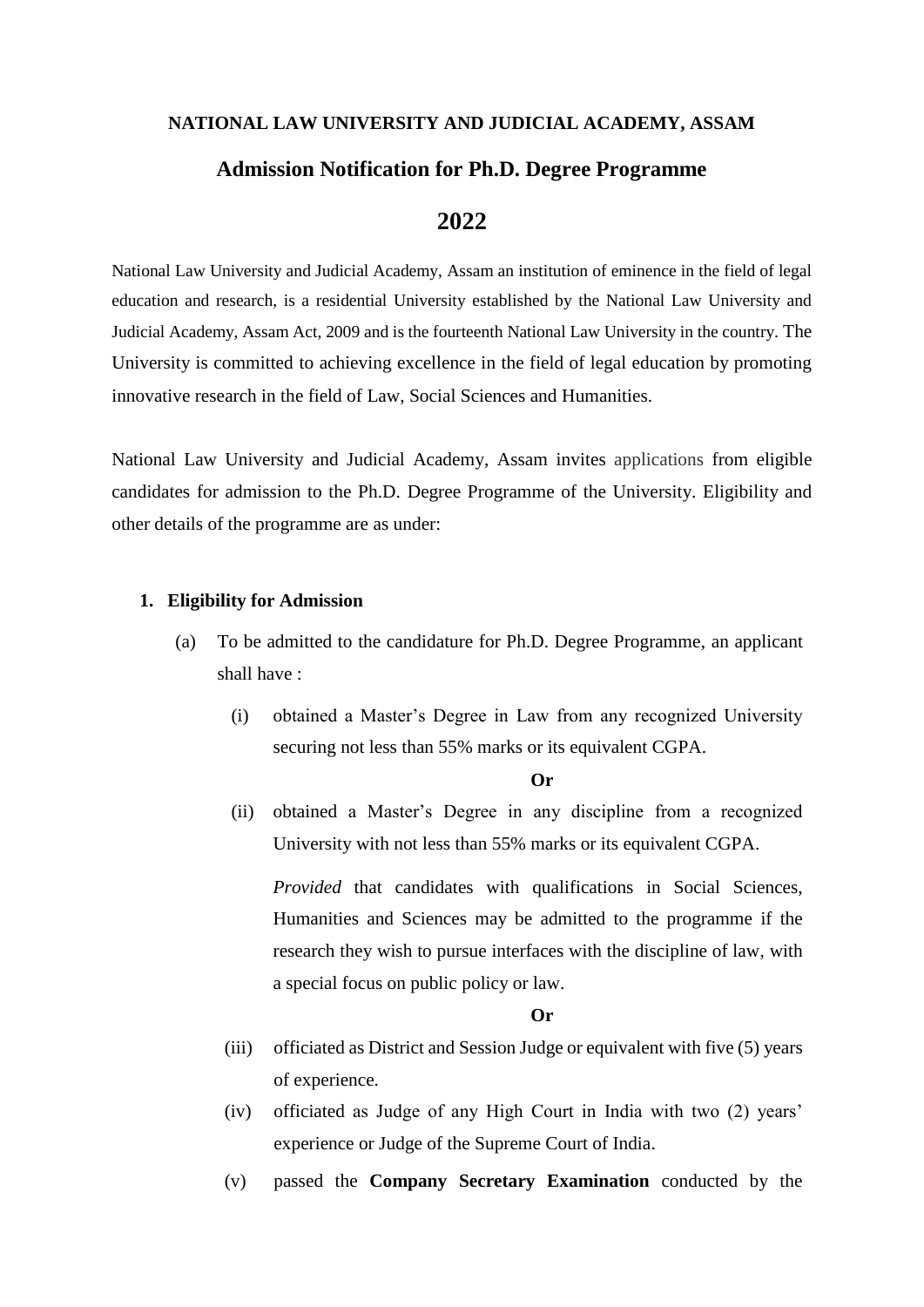**NATIONAL LAW UNIVERSITY AND JUDICIAL ACADEMY, ASSAM**

# Admission Notification for Ph.D. Degree Programme

# 2022

National Law University and Judicial Academy, Assam an institution of eminence in the field of legal education and research, is a residential University established by the National Law University and Judicial Academy, Assam Act, 2009 and is the fourteenth National Law University in the country. The University is committed to achieving excellence in the field of legal education by promoting innovative research in the field of Law, Social Sciences and Humanities.

National Law University and Judicial Academy, Assam invites applications from eligible candidates for admission to the Ph.D. Degree Programme of the University. Eligibility and other details of the programme are as under:

## 1. Eligibility for Admission

(a) To be admitted to the candidature for Ph.D. Degree Programme, an applicant shall have :

(i) obtained a Master's Degree in Law from any recognized University securing not less than 55% marks or its equivalent CGPA.

**Or**

(ii) obtained a Master's Degree in any discipline from a recognized University with not less than 55% marks or its equivalent CGPA.

*Provided* that candidates with qualifications in Social Sciences, Humanities and Sciences may be admitted to the programme if the research they wish to pursue interfaces with the discipline of law, with a special focus on public policy or law.

**Or**

(iii) officiated as District and Session Judge or equivalent with five (5) years of experience.

(iv) officiated as Judge of any High Court in India with two (2) years' experience or Judge of the Supreme Court of India.

(v) passed the **Company Secretary Examination** conducted by the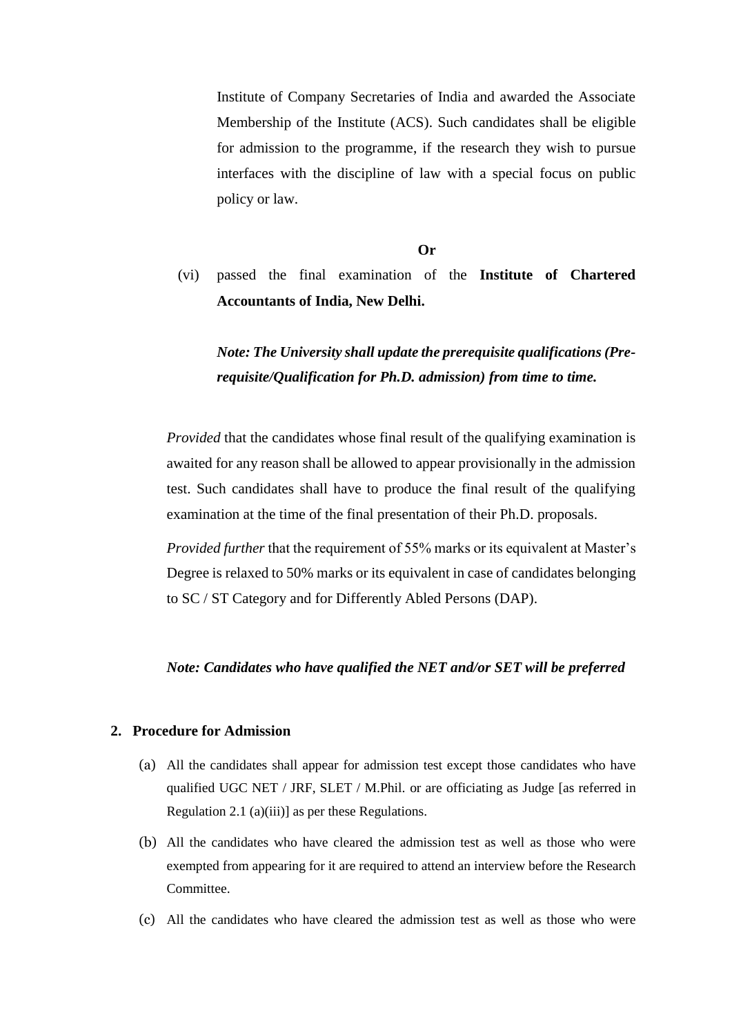Institute of Company Secretaries of India and awarded the Associate Membership of the Institute (ACS). Such candidates shall be eligible for admission to the programme, if the research they wish to pursue interfaces with the discipline of law with a special focus on public policy or law.

**Or**

(vi) passed the final examination of the **Institute of Chartered Accountants of India, New Delhi.**

***Note: The University shall update the prerequisite qualifications (Pre-requisite/Qualification for Ph.D. admission) from time to time.***

*Provided* that the candidates whose final result of the qualifying examination is awaited for any reason shall be allowed to appear provisionally in the admission test. Such candidates shall have to produce the final result of the qualifying examination at the time of the final presentation of their Ph.D. proposals.

*Provided further* that the requirement of 55% marks or its equivalent at Master's Degree is relaxed to 50% marks or its equivalent in case of candidates belonging to SC / ST Category and for Differently Abled Persons (DAP).

***Note: Candidates who have qualified the NET and/or SET will be preferred***

## 2. Procedure for Admission

(a) All the candidates shall appear for admission test except those candidates who have qualified UGC NET / JRF, SLET / M.Phil. or are officiating as Judge [as referred in Regulation 2.1 (a)(iii)] as per these Regulations.

(b) All the candidates who have cleared the admission test as well as those who were exempted from appearing for it are required to attend an interview before the Research Committee.

(c) All the candidates who have cleared the admission test as well as those who were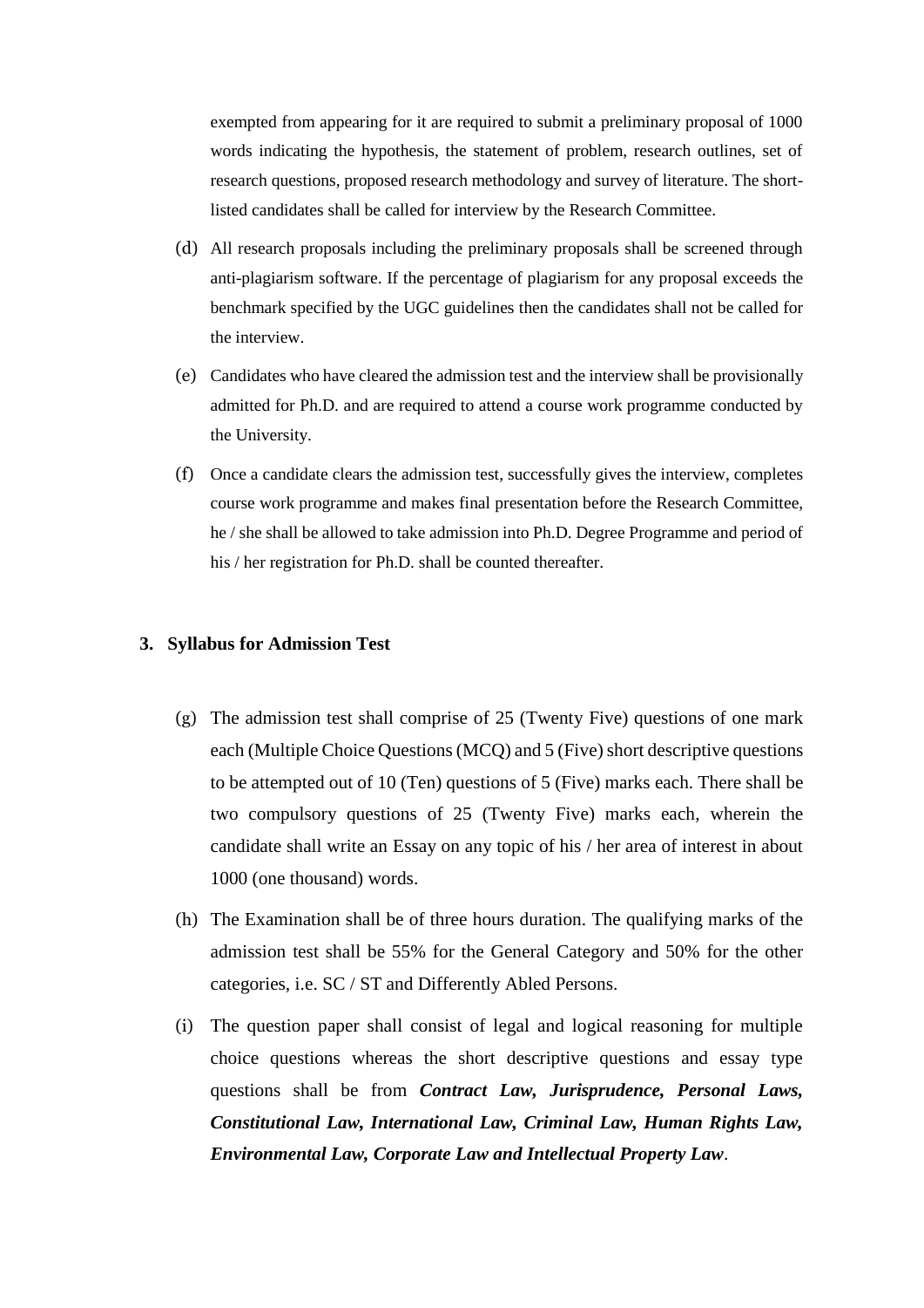exempted from appearing for it are required to submit a preliminary proposal of 1000 words indicating the hypothesis, the statement of problem, research outlines, set of research questions, proposed research methodology and survey of literature. The short-listed candidates shall be called for interview by the Research Committee.

(d) All research proposals including the preliminary proposals shall be screened through anti-plagiarism software. If the percentage of plagiarism for any proposal exceeds the benchmark specified by the UGC guidelines then the candidates shall not be called for the interview.

(e) Candidates who have cleared the admission test and the interview shall be provisionally admitted for Ph.D. and are required to attend a course work programme conducted by the University.

(f) Once a candidate clears the admission test, successfully gives the interview, completes course work programme and makes final presentation before the Research Committee, he / she shall be allowed to take admission into Ph.D. Degree Programme and period of his / her registration for Ph.D. shall be counted thereafter.

## 3. Syllabus for Admission Test

(g) The admission test shall comprise of 25 (Twenty Five) questions of one mark each (Multiple Choice Questions (MCQ) and 5 (Five) short descriptive questions to be attempted out of 10 (Ten) questions of 5 (Five) marks each. There shall be two compulsory questions of 25 (Twenty Five) marks each, wherein the candidate shall write an Essay on any topic of his / her area of interest in about 1000 (one thousand) words.

(h) The Examination shall be of three hours duration. The qualifying marks of the admission test shall be 55% for the General Category and 50% for the other categories, i.e. SC / ST and Differently Abled Persons.

(i) The question paper shall consist of legal and logical reasoning for multiple choice questions whereas the short descriptive questions and essay type questions shall be from ***Contract Law, Jurisprudence, Personal Laws, Constitutional Law, International Law, Criminal Law, Human Rights Law, Environmental Law, Corporate Law and Intellectual Property Law***.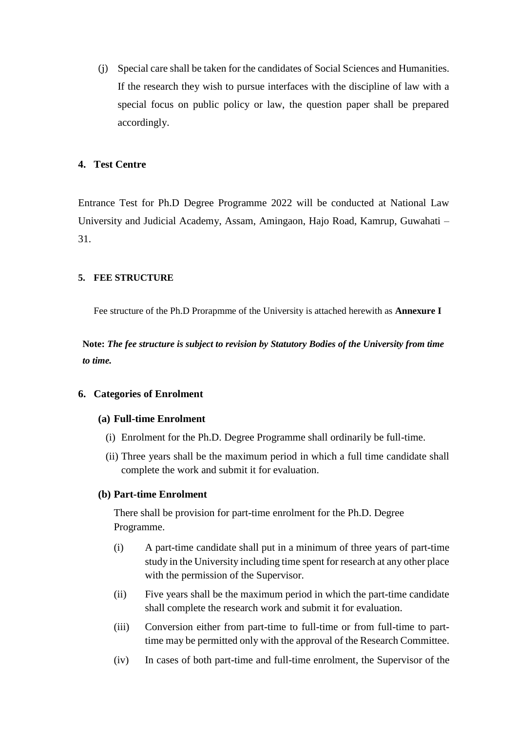(j) Special care shall be taken for the candidates of Social Sciences and Humanities. If the research they wish to pursue interfaces with the discipline of law with a special focus on public policy or law, the question paper shall be prepared accordingly.

## 4. Test Centre

Entrance Test for Ph.D Degree Programme 2022 will be conducted at National Law University and Judicial Academy, Assam, Amingaon, Hajo Road, Kamrup, Guwahati – 31.

## 5. FEE STRUCTURE

Fee structure of the Ph.D Prorapmme of the University is attached herewith as **Annexure I**

**Note:** ***The fee structure is subject to revision by Statutory Bodies of the University from time to time.***

## 6. Categories of Enrolment

### (a) Full-time Enrolment

(i) Enrolment for the Ph.D. Degree Programme shall ordinarily be full-time.

(ii) Three years shall be the maximum period in which a full time candidate shall complete the work and submit it for evaluation.

### (b) Part-time Enrolment

There shall be provision for part-time enrolment for the Ph.D. Degree Programme.

(i) A part-time candidate shall put in a minimum of three years of part-time study in the University including time spent for research at any other place with the permission of the Supervisor.

(ii) Five years shall be the maximum period in which the part-time candidate shall complete the research work and submit it for evaluation.

(iii) Conversion either from part-time to full-time or from full-time to part-time may be permitted only with the approval of the Research Committee.

(iv) In cases of both part-time and full-time enrolment, the Supervisor of the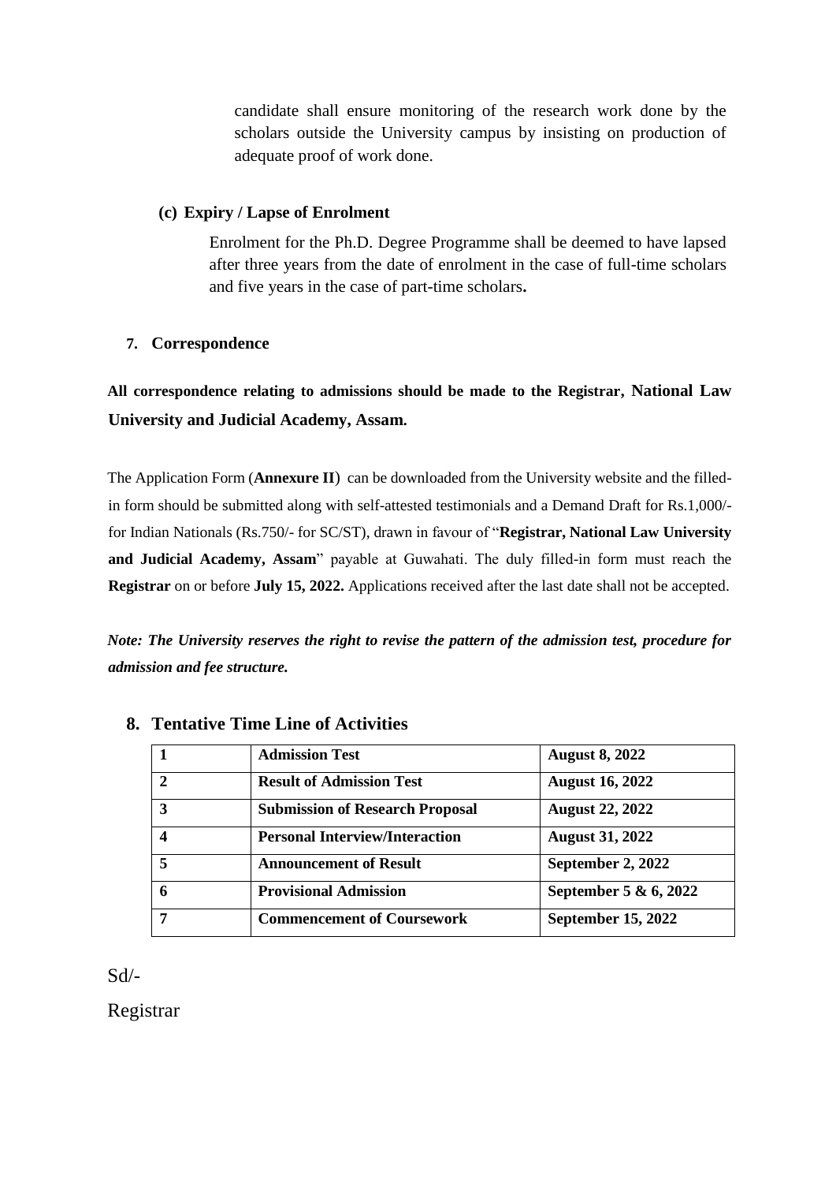candidate shall ensure monitoring of the research work done by the scholars outside the University campus by insisting on production of adequate proof of work done.

**(c) Expiry / Lapse of Enrolment**

Enrolment for the Ph.D. Degree Programme shall be deemed to have lapsed after three years from the date of enrolment in the case of full-time scholars and five years in the case of part-time scholars**.**

**7. Correspondence**

**All correspondence relating to admissions should be made to the Registrar, National Law University and Judicial Academy, Assam.**

The Application Form (**Annexure II**) can be downloaded from the University website and the filled-in form should be submitted along with self-attested testimonials and a Demand Draft for Rs.1,000/- for Indian Nationals (Rs.750/- for SC/ST), drawn in favour of "**Registrar, National Law University and Judicial Academy, Assam**" payable at Guwahati. The duly filled-in form must reach the **Registrar** on or before **July 15, 2022.** Applications received after the last date shall not be accepted.

***Note: The University reserves the right to revise the pattern of the admission test, procedure for admission and fee structure.***

## 8. Tentative Time Line of Activities

| | | |
|---|---|---|
| **1** | **Admission Test** | **August 8, 2022** |
| **2** | **Result of Admission Test** | **August 16, 2022** |
| **3** | **Submission of Research Proposal** | **August 22, 2022** |
| **4** | **Personal Interview/Interaction** | **August 31, 2022** |
| **5** | **Announcement of Result** | **September 2, 2022** |
| **6** | **Provisional Admission** | **September 5 & 6, 2022** |
| **7** | **Commencement of Coursework** | **September 15, 2022** |

Sd/-

Registrar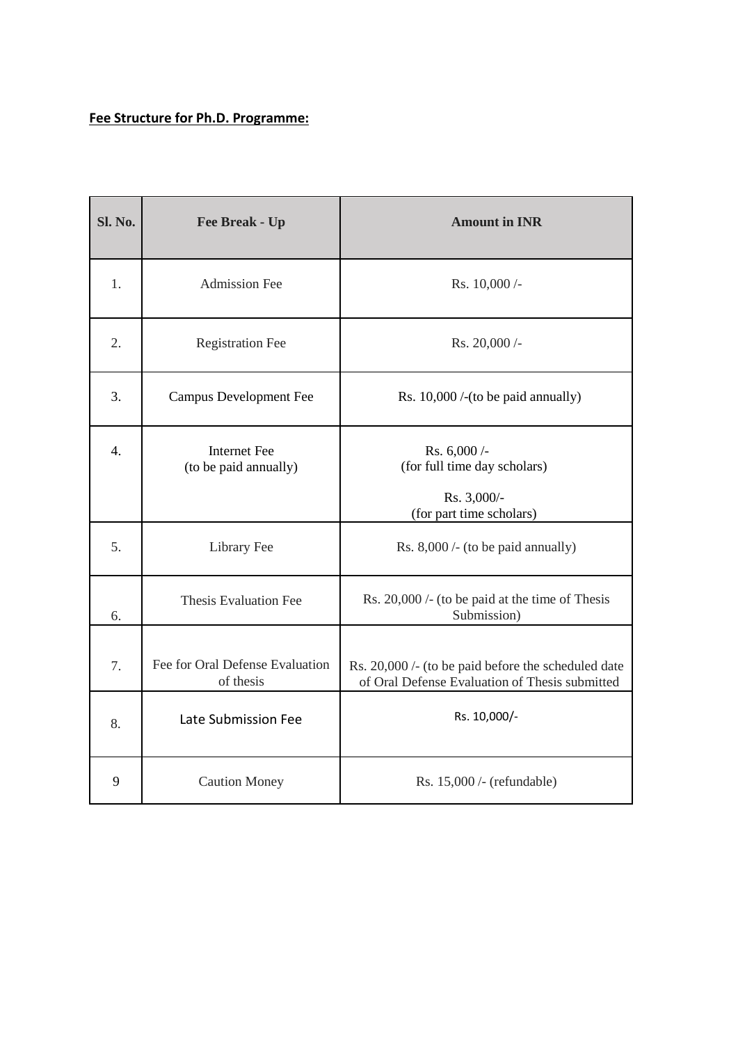**Fee Structure for Ph.D. Programme:**

| Sl. No. | Fee Break - Up | Amount in INR |
|---|---|---|
| 1. | Admission Fee | Rs. 10,000 /- |
| 2. | Registration Fee | Rs. 20,000 /- |
| 3. | Campus Development Fee | Rs. 10,000 /-(to be paid annually) |
| 4. | Internet Fee (to be paid annually) | Rs. 6,000 /- (for full time day scholars) Rs. 3,000/- (for part time scholars) |
| 5. | Library Fee | Rs. 8,000 /- (to be paid annually) |
| 6. | Thesis Evaluation Fee | Rs. 20,000 /- (to be paid at the time of Thesis Submission) |
| 7. | Fee for Oral Defense Evaluation of thesis | Rs. 20,000 /- (to be paid before the scheduled date of Oral Defense Evaluation of Thesis submitted |
| 8. | Late Submission Fee | Rs. 10,000/- |
| 9 | Caution Money | Rs. 15,000 /- (refundable) |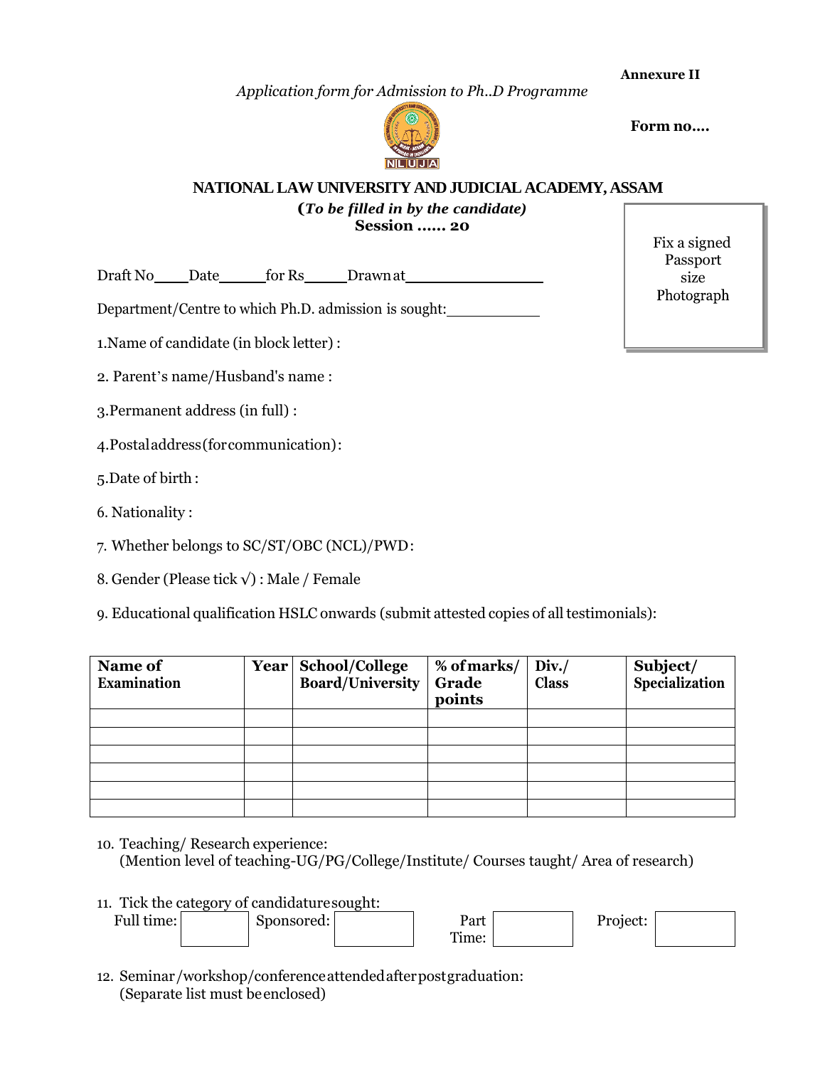**Annexure II**

*Application form for Admission to Ph..D Programme*

**Form no....**

## NATIONAL LAW UNIVERSITY AND JUDICIAL ACADEMY, ASSAM

**(*To be filled in by the candidate)***

**Session ...... 20**

Fix a signed Passport size Photograph

Draft No____Date______for Rs_____Drawn at________________

Department/Centre to which Ph.D. admission is sought:___________

1.Name of candidate (in block letter) :

2. Parent's name/Husband's name :

3.Permanent address (in full) :

4.Postal address (for communication):

5.Date of birth :

6. Nationality :

7. Whether belongs to SC/ST/OBC (NCL)/PWD:

8. Gender (Please tick √) : Male / Female

9. Educational qualification HSLC onwards (submit attested copies of all testimonials):

| Name of Examination | Year | School/College Board/University | % of marks/ Grade points | Div./ Class | Subject/ Specialization |
|---|---|---|---|---|---|
| | | | | | |
| | | | | | |
| | | | | | |
| | | | | | |
| | | | | | |
| | | | | | |

10. Teaching/ Research experience:
    (Mention level of teaching-UG/PG/College/Institute/ Courses taught/ Area of research)

11. Tick the category of candidature sought:
    Full time: ☐ Sponsored: ☐ Part Time: ☐ Project: ☐

12. Seminar/workshop/conference attended after post graduation:
    (Separate list must be enclosed)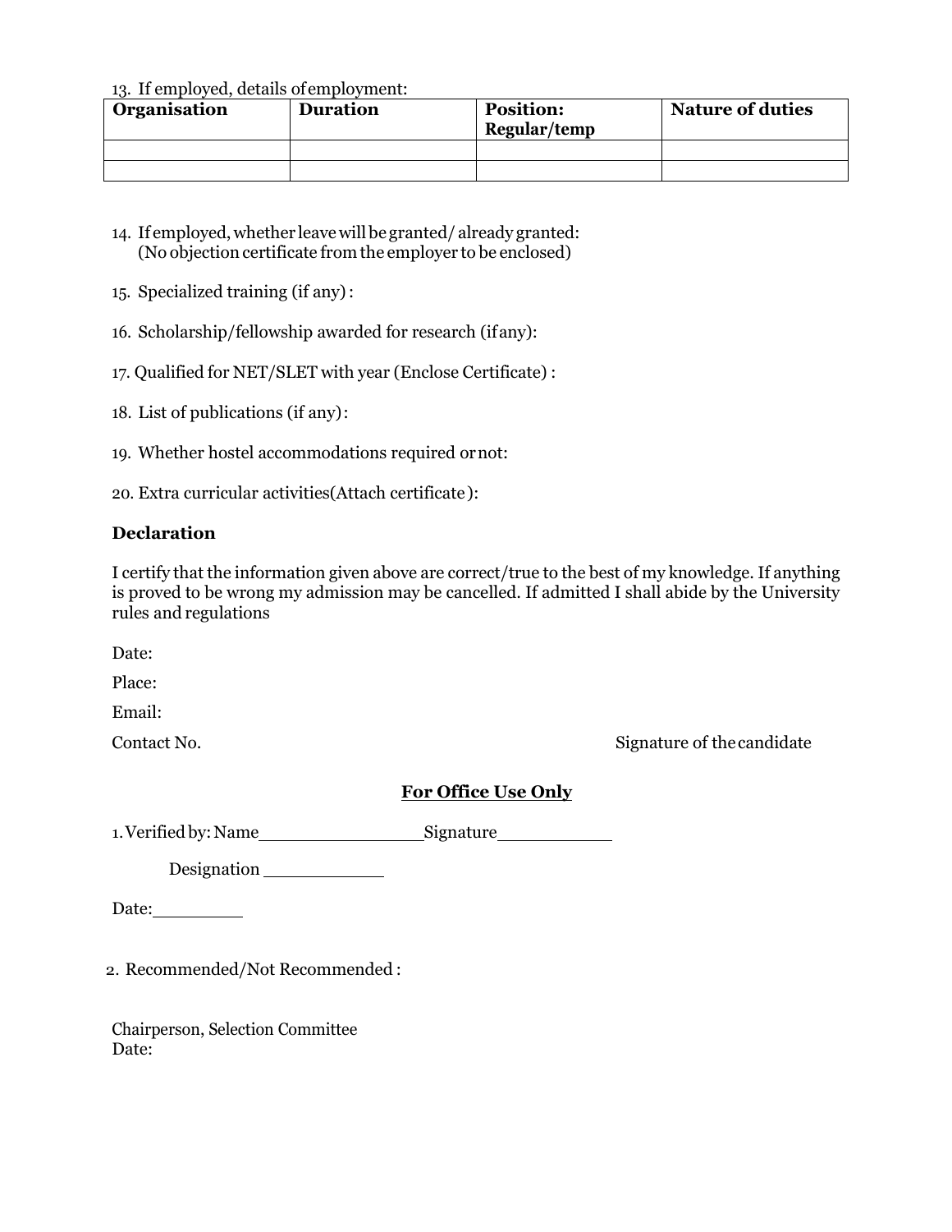13. If employed, details of employment:

| Organisation | Duration | Position: Regular/temp | Nature of duties |
|---|---|---|---|
| | | | |
| | | | |

14. If employed, whether leave will be granted/ already granted:
    (No objection certificate from the employer to be enclosed)

15. Specialized training (if any) :

16. Scholarship/fellowship awarded for research (if any):

17. Qualified for NET/SLET with year (Enclose Certificate) :

18. List of publications (if any):

19. Whether hostel accommodations required or not:

20. Extra curricular activities(Attach certificate ):

**Declaration**

I certify that the information given above are correct/true to the best of my knowledge. If anything is proved to be wrong my admission may be cancelled. If admitted I shall abide by the University rules and regulations

Date:

Place:

Email:

Contact No.

Signature of the candidate

**<u>For Office Use Only</u>**

1. Verified by: Name________________Signature___________

   Designation ___________

Date:_________

2. Recommended/Not Recommended :

Chairperson, Selection Committee
Date: